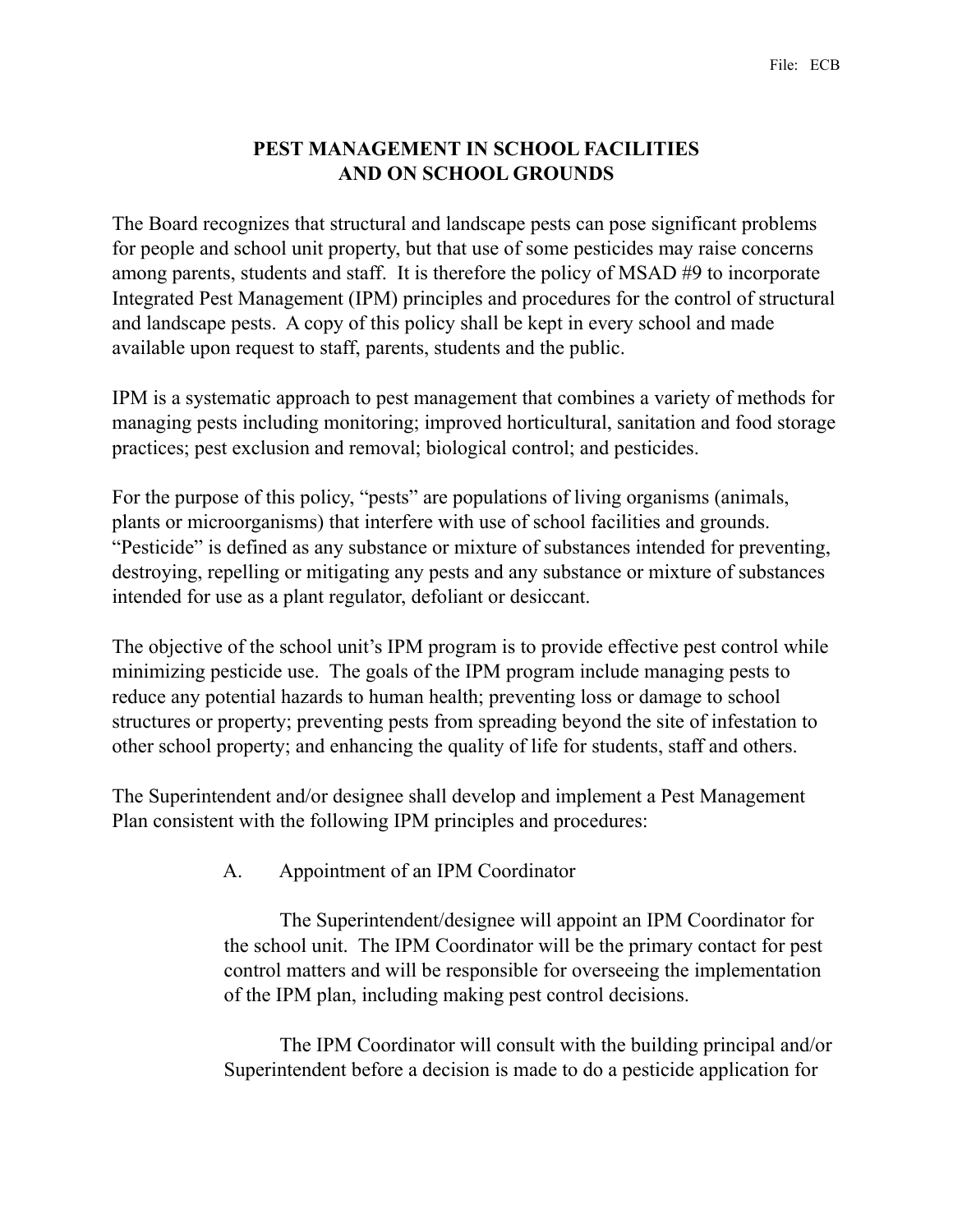File: ECB

# PEST MANAGEMENT IN SCHOOL FACILITIES AND ON SCHOOL GROUNDS

The Board recognizes that structural and landscape pests can pose significant problems for people and school unit property, but that use of some pesticides may raise concerns among parents, students and staff. It is therefore the policy of MSAD #9 to incorporate Integrated Pest Management (IPM) principles and procedures for the control of structural and landscape pests. A copy of this policy shall be kept in every school and made available upon request to staff, parents, students and the public.

IPM is a systematic approach to pest management that combines a variety of methods for managing pests including monitoring; improved horticultural, sanitation and food storage practices; pest exclusion and removal; biological control; and pesticides.

For the purpose of this policy, "pests" are populations of living organisms (animals, plants or microorganisms) that interfere with use of school facilities and grounds. "Pesticide" is defined as any substance or mixture of substances intended for preventing, destroying, repelling or mitigating any pests and any substance or mixture of substances intended for use as a plant regulator, defoliant or desiccant.

The objective of the school unit's IPM program is to provide effective pest control while minimizing pesticide use. The goals of the IPM program include managing pests to reduce any potential hazards to human health; preventing loss or damage to school structures or property; preventing pests from spreading beyond the site of infestation to other school property; and enhancing the quality of life for students, staff and others.

The Superintendent and/or designee shall develop and implement a Pest Management Plan consistent with the following IPM principles and procedures:

A. Appointment of an IPM Coordinator

The Superintendent/designee will appoint an IPM Coordinator for the school unit. The IPM Coordinator will be the primary contact for pest control matters and will be responsible for overseeing the implementation of the IPM plan, including making pest control decisions.

The IPM Coordinator will consult with the building principal and/or Superintendent before a decision is made to do a pesticide application for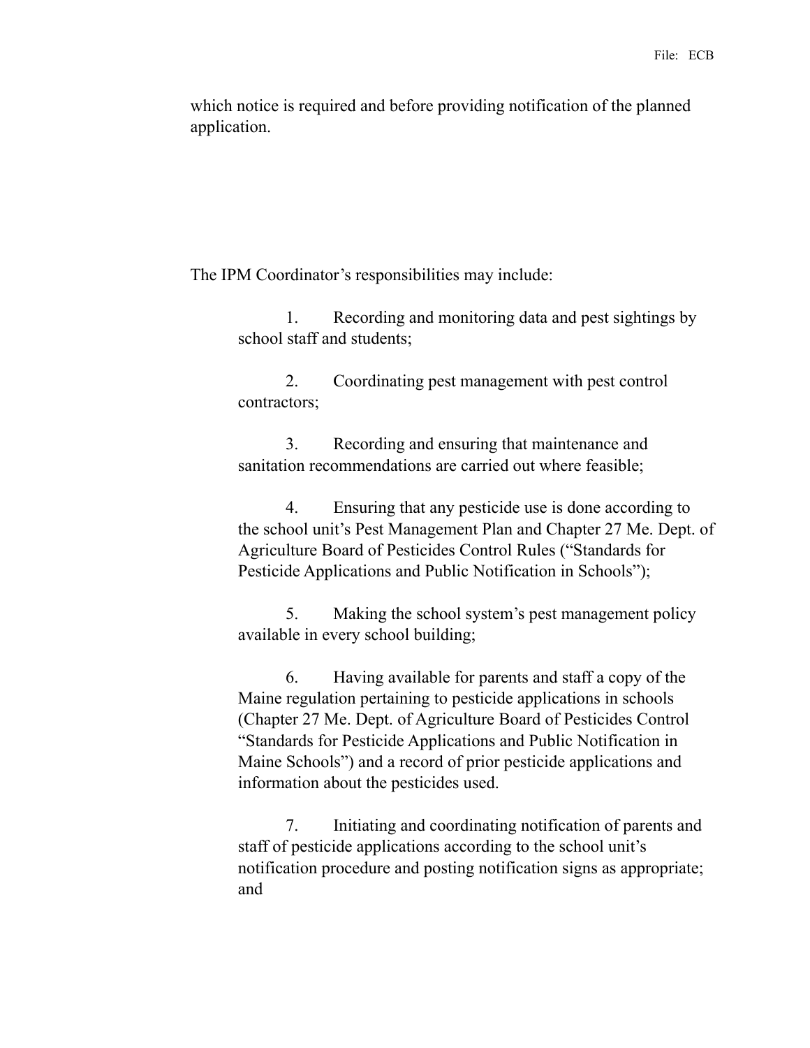which notice is required and before providing notification of the planned application.

The IPM Coordinator's responsibilities may include:

1. Recording and monitoring data and pest sightings by school staff and students;

2. Coordinating pest management with pest control contractors;

3. Recording and ensuring that maintenance and sanitation recommendations are carried out where feasible;

4. Ensuring that any pesticide use is done according to the school unit's Pest Management Plan and Chapter 27 Me. Dept. of Agriculture Board of Pesticides Control Rules ("Standards for Pesticide Applications and Public Notification in Schools");

5. Making the school system's pest management policy available in every school building;

6. Having available for parents and staff a copy of the Maine regulation pertaining to pesticide applications in schools (Chapter 27 Me. Dept. of Agriculture Board of Pesticides Control "Standards for Pesticide Applications and Public Notification in Maine Schools") and a record of prior pesticide applications and information about the pesticides used.

7. Initiating and coordinating notification of parents and staff of pesticide applications according to the school unit's notification procedure and posting notification signs as appropriate; and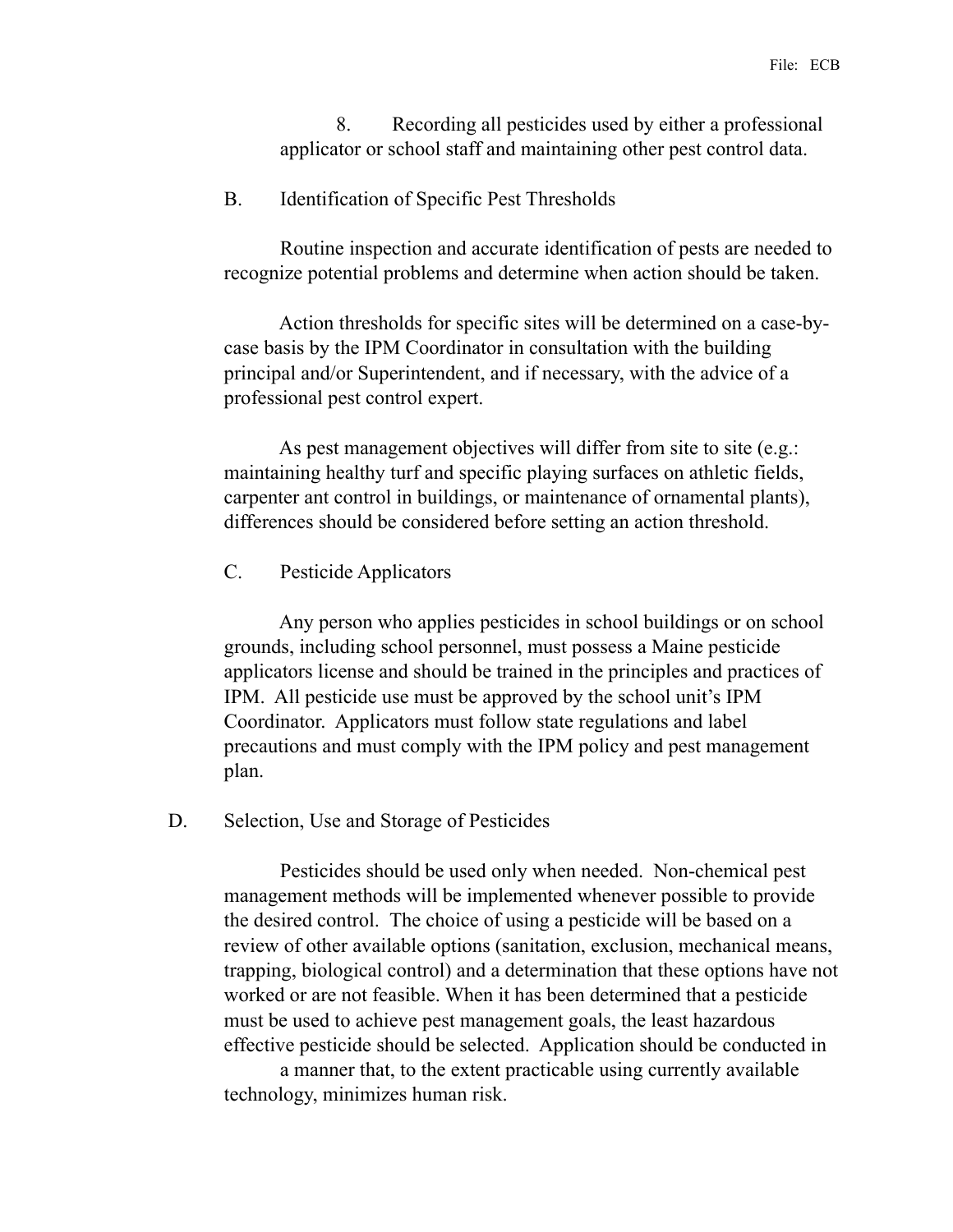8. Recording all pesticides used by either a professional applicator or school staff and maintaining other pest control data.

B. Identification of Specific Pest Thresholds

Routine inspection and accurate identification of pests are needed to recognize potential problems and determine when action should be taken.

Action thresholds for specific sites will be determined on a case-by-case basis by the IPM Coordinator in consultation with the building principal and/or Superintendent, and if necessary, with the advice of a professional pest control expert.

As pest management objectives will differ from site to site (e.g.: maintaining healthy turf and specific playing surfaces on athletic fields, carpenter ant control in buildings, or maintenance of ornamental plants), differences should be considered before setting an action threshold.

C. Pesticide Applicators

Any person who applies pesticides in school buildings or on school grounds, including school personnel, must possess a Maine pesticide applicators license and should be trained in the principles and practices of IPM. All pesticide use must be approved by the school unit's IPM Coordinator. Applicators must follow state regulations and label precautions and must comply with the IPM policy and pest management plan.

D. Selection, Use and Storage of Pesticides

Pesticides should be used only when needed. Non-chemical pest management methods will be implemented whenever possible to provide the desired control. The choice of using a pesticide will be based on a review of other available options (sanitation, exclusion, mechanical means, trapping, biological control) and a determination that these options have not worked or are not feasible. When it has been determined that a pesticide must be used to achieve pest management goals, the least hazardous effective pesticide should be selected. Application should be conducted in a manner that, to the extent practicable using currently available technology, minimizes human risk.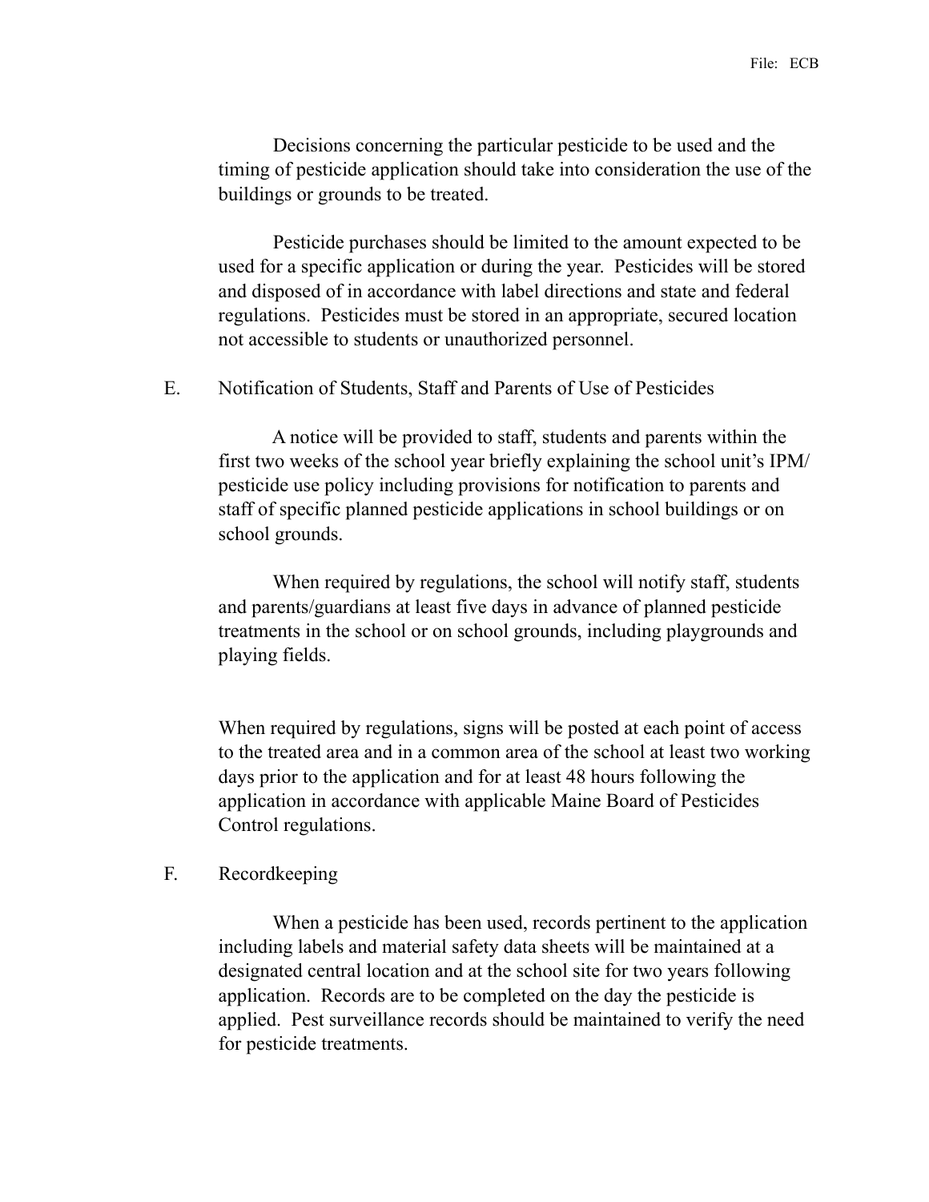Decisions concerning the particular pesticide to be used and the timing of pesticide application should take into consideration the use of the buildings or grounds to be treated.

Pesticide purchases should be limited to the amount expected to be used for a specific application or during the year. Pesticides will be stored and disposed of in accordance with label directions and state and federal regulations. Pesticides must be stored in an appropriate, secured location not accessible to students or unauthorized personnel.

E. Notification of Students, Staff and Parents of Use of Pesticides

A notice will be provided to staff, students and parents within the first two weeks of the school year briefly explaining the school unit's IPM/ pesticide use policy including provisions for notification to parents and staff of specific planned pesticide applications in school buildings or on school grounds.

When required by regulations, the school will notify staff, students and parents/guardians at least five days in advance of planned pesticide treatments in the school or on school grounds, including playgrounds and playing fields.

When required by regulations, signs will be posted at each point of access to the treated area and in a common area of the school at least two working days prior to the application and for at least 48 hours following the application in accordance with applicable Maine Board of Pesticides Control regulations.

F. Recordkeeping

When a pesticide has been used, records pertinent to the application including labels and material safety data sheets will be maintained at a designated central location and at the school site for two years following application. Records are to be completed on the day the pesticide is applied. Pest surveillance records should be maintained to verify the need for pesticide treatments.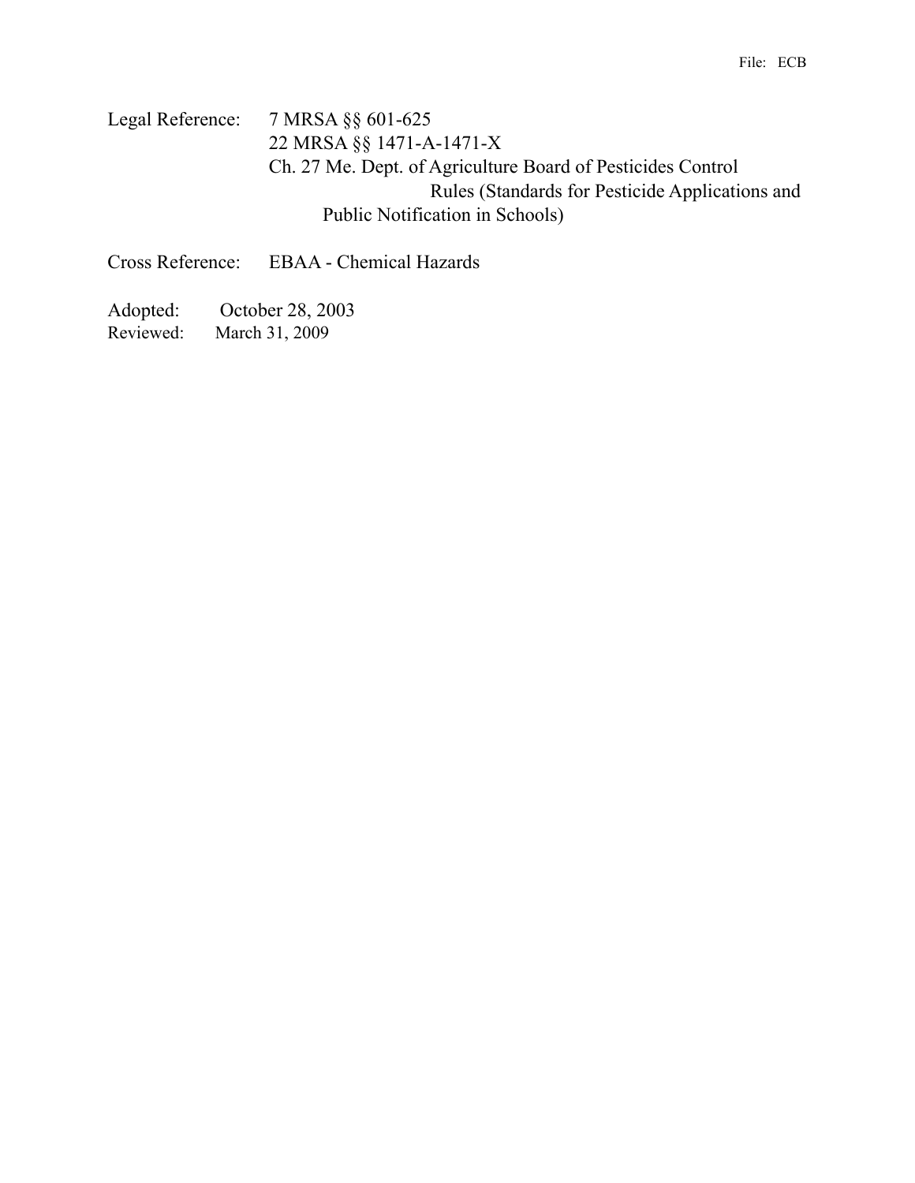Legal Reference: 7 MRSA §§ 601-625
22 MRSA §§ 1471-A-1471-X
Ch. 27 Me. Dept. of Agriculture Board of Pesticides Control Rules (Standards for Pesticide Applications and Public Notification in Schools)

Cross Reference: EBAA - Chemical Hazards

Adopted: October 28, 2003
Reviewed: March 31, 2009